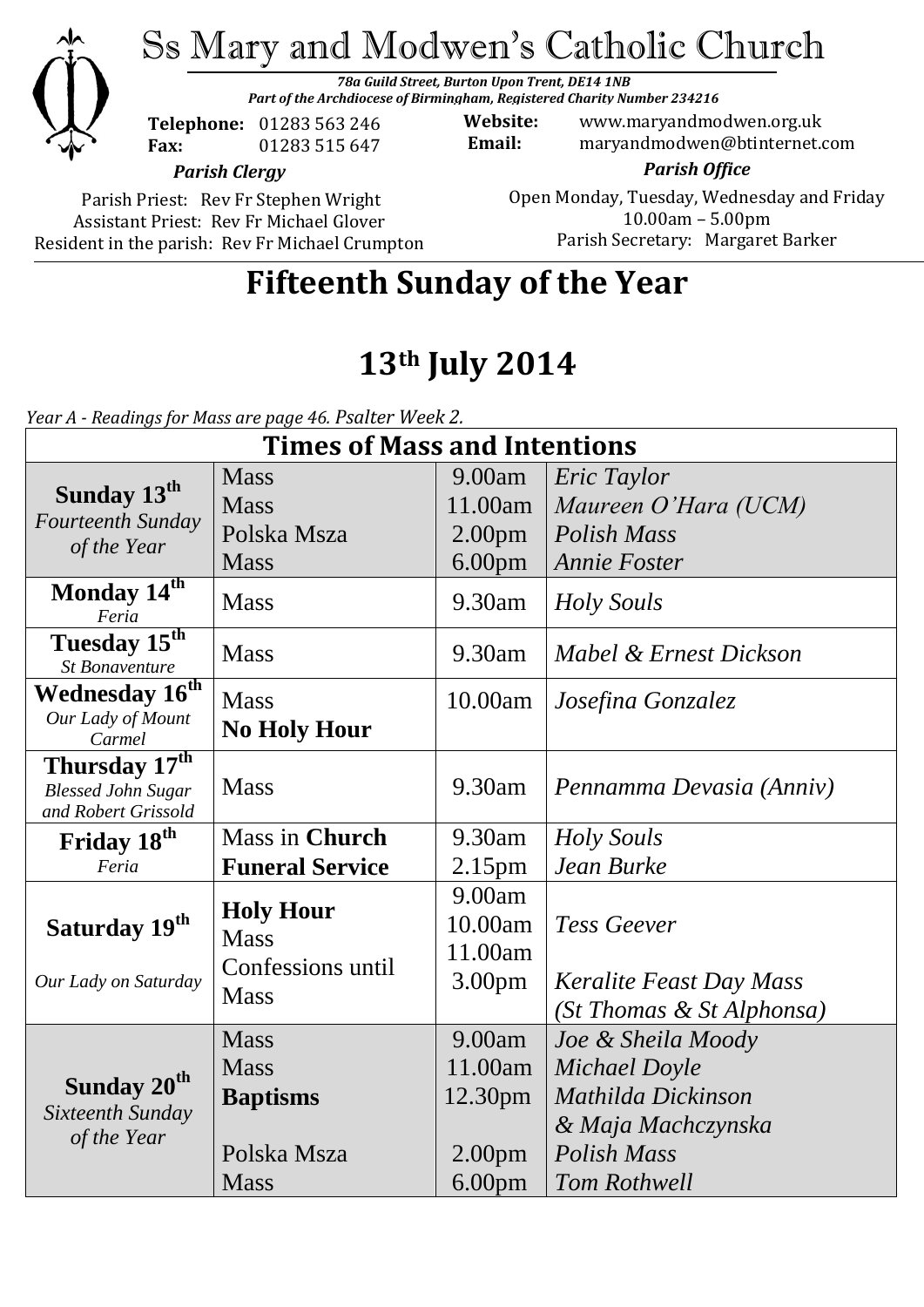# Ss Mary and Modwen's Catholic Church

***78a Guild Street, Burton Upon Trent, DE14 1NB***
***Part of the Archdiocese of Birmingham, Registered Charity Number 234216***

**Telephone:** 01283 563 246
**Fax:** 01283 515 647

**Website:** www.maryandmodwen.org.uk
**Email:** maryandmodwen@btinternet.com

*Parish Clergy*

Parish Priest: Rev Fr Stephen Wright
Assistant Priest: Rev Fr Michael Glover
Resident in the parish: Rev Fr Michael Crumpton

*Parish Office*

Open Monday, Tuesday, Wednesday and Friday
10.00am – 5.00pm
Parish Secretary: Margaret Barker

## Fifteenth Sunday of the Year

## 13th July 2014

*Year A - Readings for Mass are page 46. Psalter Week 2.*

| Times of Mass and Intentions | | | |
|---|---|---|---|
| **Sunday 13th** *Fourteenth Sunday of the Year* | Mass<br>Mass<br>Polska Msza<br>Mass | 9.00am<br>11.00am<br>2.00pm<br>6.00pm | *Eric Taylor*<br>*Maureen O'Hara (UCM)*<br>*Polish Mass*<br>*Annie Foster* |
| **Monday 14th** *Feria* | Mass | 9.30am | *Holy Souls* |
| **Tuesday 15th** *St Bonaventure* | Mass | 9.30am | *Mabel & Ernest Dickson* |
| **Wednesday 16th** *Our Lady of Mount Carmel* | Mass<br>**No Holy Hour** | 10.00am | *Josefina Gonzalez* |
| **Thursday 17th** *Blessed John Sugar and Robert Grissold* | Mass | 9.30am | *Pennamma Devasia (Anniv)* |
| **Friday 18th** *Feria* | Mass in **Church**<br>**Funeral Service** | 9.30am<br>2.15pm | *Holy Souls*<br>*Jean Burke* |
| **Saturday 19th** *Our Lady on Saturday* | **Holy Hour**<br>Mass<br>Confessions until<br>Mass | 9.00am<br>10.00am<br>11.00am<br>3.00pm | <br>*Tess Geever*<br><br>*Keralite Feast Day Mass (St Thomas & St Alphonsa)* |
| **Sunday 20th** *Sixteenth Sunday of the Year* | Mass<br>Mass<br>**Baptisms**<br><br>Polska Msza<br>Mass | 9.00am<br>11.00am<br>12.30pm<br><br>2.00pm<br>6.00pm | *Joe & Sheila Moody*<br>*Michael Doyle*<br>*Mathilda Dickinson*<br>*& Maja Machczynska*<br>*Polish Mass*<br>*Tom Rothwell* |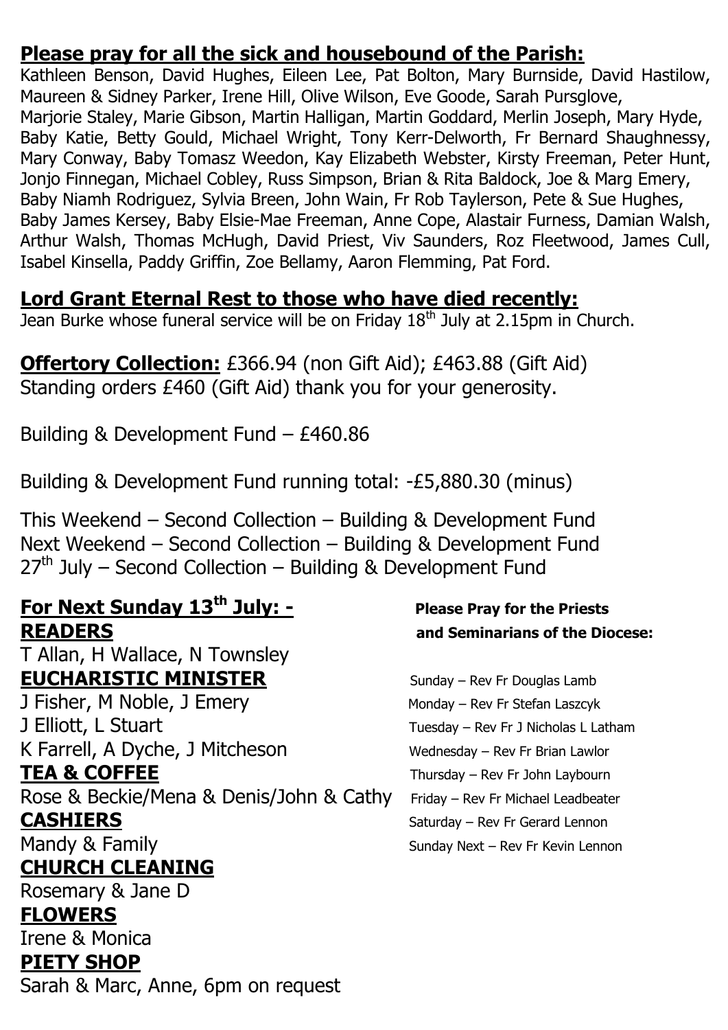## Please pray for all the sick and housebound of the Parish:

Kathleen Benson, David Hughes, Eileen Lee, Pat Bolton, Mary Burnside, David Hastilow, Maureen & Sidney Parker, Irene Hill, Olive Wilson, Eve Goode, Sarah Pursglove, Marjorie Staley, Marie Gibson, Martin Halligan, Martin Goddard, Merlin Joseph, Mary Hyde, Baby Katie, Betty Gould, Michael Wright, Tony Kerr-Delworth, Fr Bernard Shaughnessy, Mary Conway, Baby Tomasz Weedon, Kay Elizabeth Webster, Kirsty Freeman, Peter Hunt, Jonjo Finnegan, Michael Cobley, Russ Simpson, Brian & Rita Baldock, Joe & Marg Emery, Baby Niamh Rodriguez, Sylvia Breen, John Wain, Fr Rob Taylerson, Pete & Sue Hughes, Baby James Kersey, Baby Elsie-Mae Freeman, Anne Cope, Alastair Furness, Damian Walsh, Arthur Walsh, Thomas McHugh, David Priest, Viv Saunders, Roz Fleetwood, James Cull, Isabel Kinsella, Paddy Griffin, Zoe Bellamy, Aaron Flemming, Pat Ford.

## Lord Grant Eternal Rest to those who have died recently:

Jean Burke whose funeral service will be on Friday 18th July at 2.15pm in Church.

**Offertory Collection:** £366.94 (non Gift Aid); £463.88 (Gift Aid)
Standing orders £460 (Gift Aid) thank you for your generosity.

Building & Development Fund – £460.86

Building & Development Fund running total: -£5,880.30 (minus)

This Weekend – Second Collection – Building & Development Fund
Next Weekend – Second Collection – Building & Development Fund
27th July – Second Collection – Building & Development Fund

## For Next Sunday 13th July: -

**READERS**
T Allan, H Wallace, N Townsley

**EUCHARISTIC MINISTER**
J Fisher, M Noble, J Emery
J Elliott, L Stuart
K Farrell, A Dyche, J Mitcheson

**TEA & COFFEE**
Rose & Beckie/Mena & Denis/John & Cathy

**CASHIERS**
Mandy & Family

**CHURCH CLEANING**
Rosemary & Jane D

**FLOWERS**
Irene & Monica

**PIETY SHOP**
Sarah & Marc, Anne, 6pm on request

**Please Pray for the Priests and Seminarians of the Diocese:**

Sunday – Rev Fr Douglas Lamb
Monday – Rev Fr Stefan Laszcyk
Tuesday – Rev Fr J Nicholas L Latham
Wednesday – Rev Fr Brian Lawlor
Thursday – Rev Fr John Laybourn
Friday – Rev Fr Michael Leadbeater
Saturday – Rev Fr Gerard Lennon
Sunday Next – Rev Fr Kevin Lennon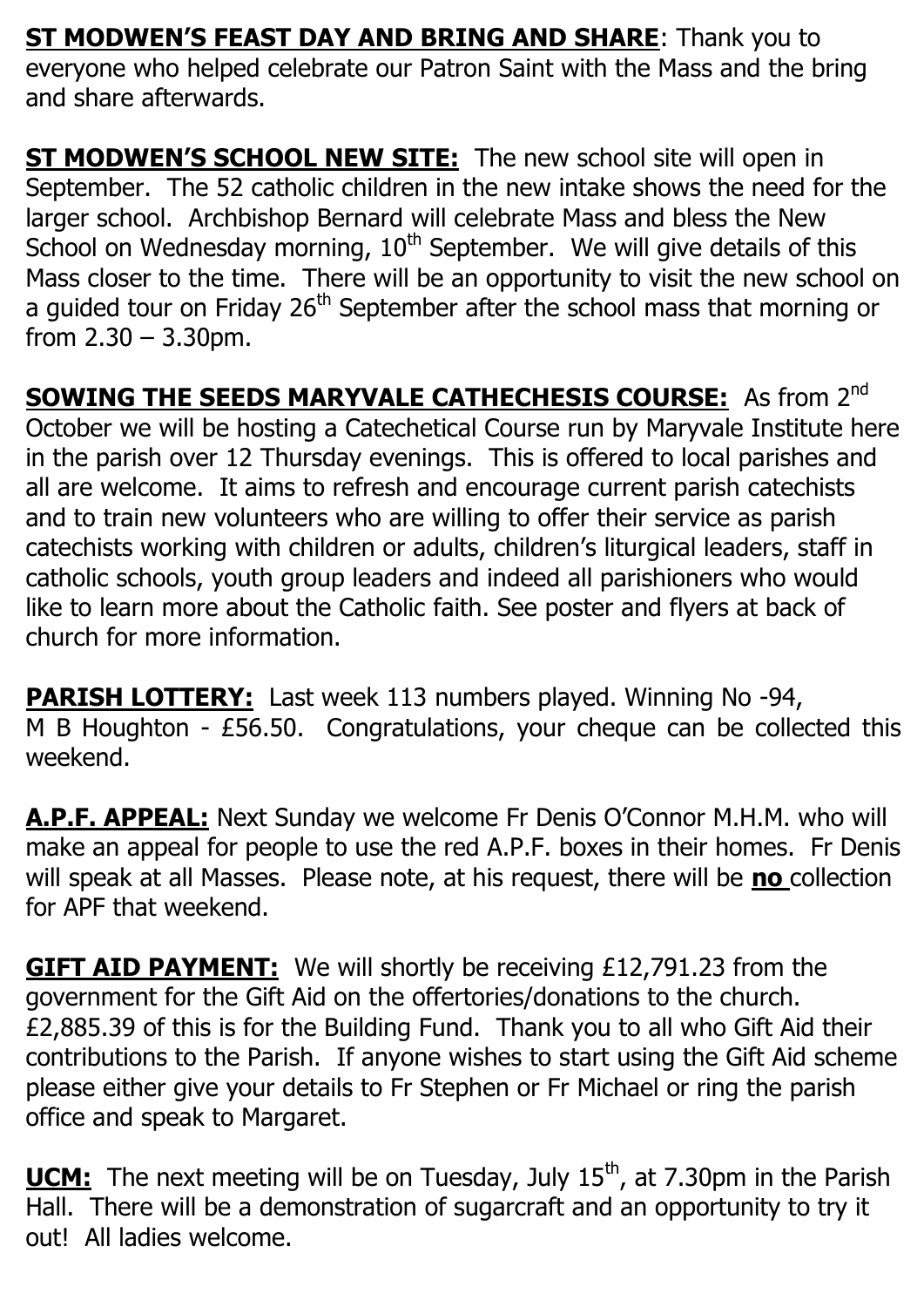**ST MODWEN'S FEAST DAY AND BRING AND SHARE**: Thank you to everyone who helped celebrate our Patron Saint with the Mass and the bring and share afterwards.

**ST MODWEN'S SCHOOL NEW SITE:** The new school site will open in September. The 52 catholic children in the new intake shows the need for the larger school. Archbishop Bernard will celebrate Mass and bless the New School on Wednesday morning, 10th September. We will give details of this Mass closer to the time. There will be an opportunity to visit the new school on a guided tour on Friday 26th September after the school mass that morning or from 2.30 – 3.30pm.

**SOWING THE SEEDS MARYVALE CATHECHESIS COURSE:** As from 2nd October we will be hosting a Catechetical Course run by Maryvale Institute here in the parish over 12 Thursday evenings. This is offered to local parishes and all are welcome. It aims to refresh and encourage current parish catechists and to train new volunteers who are willing to offer their service as parish catechists working with children or adults, children's liturgical leaders, staff in catholic schools, youth group leaders and indeed all parishioners who would like to learn more about the Catholic faith. See poster and flyers at back of church for more information.

**PARISH LOTTERY:** Last week 113 numbers played. Winning No -94, M B Houghton - £56.50. Congratulations, your cheque can be collected this weekend.

**A.P.F. APPEAL:** Next Sunday we welcome Fr Denis O'Connor M.H.M. who will make an appeal for people to use the red A.P.F. boxes in their homes. Fr Denis will speak at all Masses. Please note, at his request, there will be **no** collection for APF that weekend.

**GIFT AID PAYMENT:** We will shortly be receiving £12,791.23 from the government for the Gift Aid on the offertories/donations to the church. £2,885.39 of this is for the Building Fund. Thank you to all who Gift Aid their contributions to the Parish. If anyone wishes to start using the Gift Aid scheme please either give your details to Fr Stephen or Fr Michael or ring the parish office and speak to Margaret.

**UCM:** The next meeting will be on Tuesday, July 15th, at 7.30pm in the Parish Hall. There will be a demonstration of sugarcraft and an opportunity to try it out! All ladies welcome.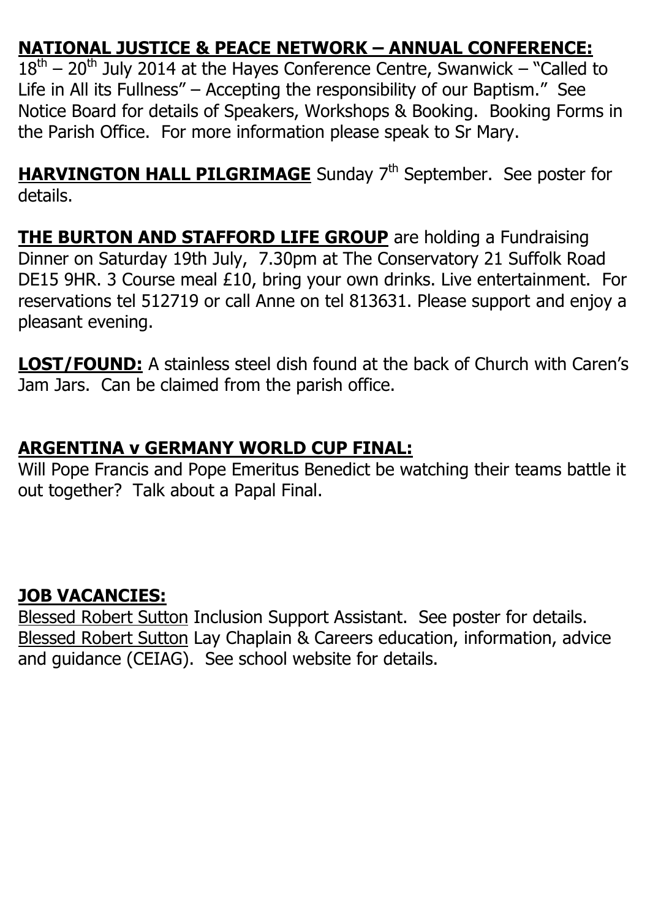**NATIONAL JUSTICE & PEACE NETWORK – ANNUAL CONFERENCE:**
18th – 20th July 2014 at the Hayes Conference Centre, Swanwick – "Called to Life in All its Fullness" – Accepting the responsibility of our Baptism." See Notice Board for details of Speakers, Workshops & Booking. Booking Forms in the Parish Office. For more information please speak to Sr Mary.

**HARVINGTON HALL PILGRIMAGE** Sunday 7th September. See poster for details.

**THE BURTON AND STAFFORD LIFE GROUP** are holding a Fundraising Dinner on Saturday 19th July, 7.30pm at The Conservatory 21 Suffolk Road DE15 9HR. 3 Course meal £10, bring your own drinks. Live entertainment. For reservations tel 512719 or call Anne on tel 813631. Please support and enjoy a pleasant evening.

**LOST/FOUND:** A stainless steel dish found at the back of Church with Caren's Jam Jars. Can be claimed from the parish office.

**ARGENTINA v GERMANY WORLD CUP FINAL:**
Will Pope Francis and Pope Emeritus Benedict be watching their teams battle it out together? Talk about a Papal Final.

**JOB VACANCIES:**
Blessed Robert Sutton Inclusion Support Assistant. See poster for details.
Blessed Robert Sutton Lay Chaplain & Careers education, information, advice and guidance (CEIAG). See school website for details.